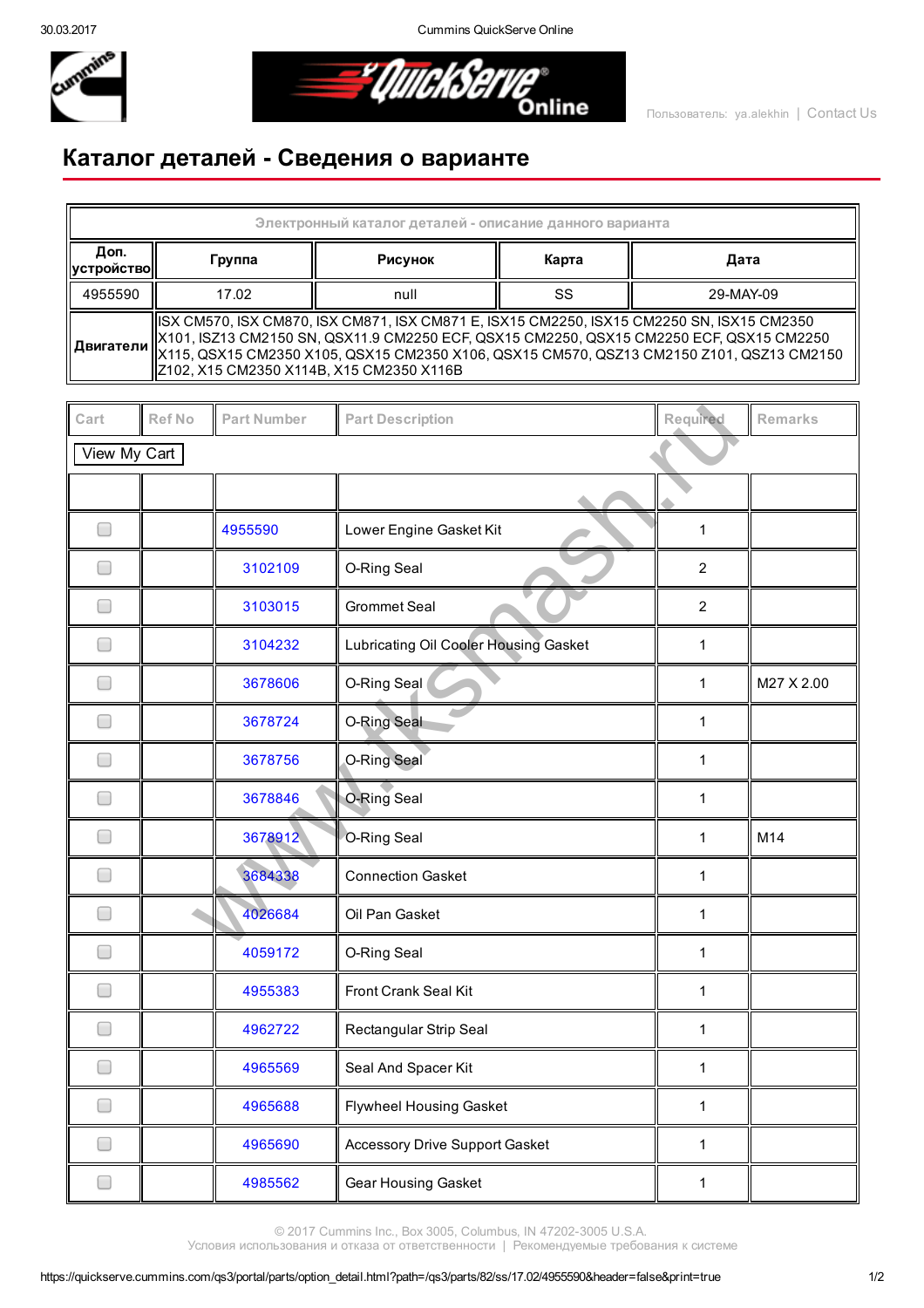# Каталог деталей - Сведения о варианте

| Электронный каталог деталей - описание данного варианта | | | | |
|---|---|---|---|---|
| **Доп. устройство** | **Группа** | **Рисунок** | **Карта** | **Дата** |
| 4955590 | 17.02 | null | SS | 29-MAY-09 |
| **Двигатели** | ISX CM570, ISX CM870, ISX CM871, ISX CM871 E, ISX15 CM2250, ISX15 CM2250 SN, ISX15 CM2350 X101, ISZ13 CM2150 SN, QSX11.9 CM2250 ECF, QSX15 CM2250, QSX15 CM2250 ECF, QSX15 CM2250 X115, QSX15 CM2350 X105, QSX15 CM2350 X106, QSX15 CM570, QSZ13 CM2150 Z101, QSZ13 CM2150 Z102, X15 CM2350 X114B, X15 CM2350 X116B | | | |

View My Cart

| Cart | Ref No | Part Number | Part Description | Required | Remarks |
|---|---|---|---|---|---|
| | | | | | |
| ☐ | | 4955590 | Lower Engine Gasket Kit | 1 | |
| ☐ | | 3102109 | O-Ring Seal | 2 | |
| ☐ | | 3103015 | Grommet Seal | 2 | |
| ☐ | | 3104232 | Lubricating Oil Cooler Housing Gasket | 1 | |
| ☐ | | 3678606 | O-Ring Seal | 1 | M27 X 2.00 |
| ☐ | | 3678724 | O-Ring Seal | 1 | |
| ☐ | | 3678756 | O-Ring Seal | 1 | |
| ☐ | | 3678846 | O-Ring Seal | 1 | |
| ☐ | | 3678912 | O-Ring Seal | 1 | M14 |
| ☐ | | 3684338 | Connection Gasket | 1 | |
| ☐ | | 4026684 | Oil Pan Gasket | 1 | |
| ☐ | | 4059172 | O-Ring Seal | 1 | |
| ☐ | | 4955383 | Front Crank Seal Kit | 1 | |
| ☐ | | 4962722 | Rectangular Strip Seal | 1 | |
| ☐ | | 4965569 | Seal And Spacer Kit | 1 | |
| ☐ | | 4965688 | Flywheel Housing Gasket | 1 | |
| ☐ | | 4965690 | Accessory Drive Support Gasket | 1 | |
| ☐ | | 4985562 | Gear Housing Gasket | 1 | |

© 2017 Cummins Inc., Box 3005, Columbus, IN 47202-3005 U.S.A.
Условия использования и отказа от ответственности | Рекомендуемые требования к системе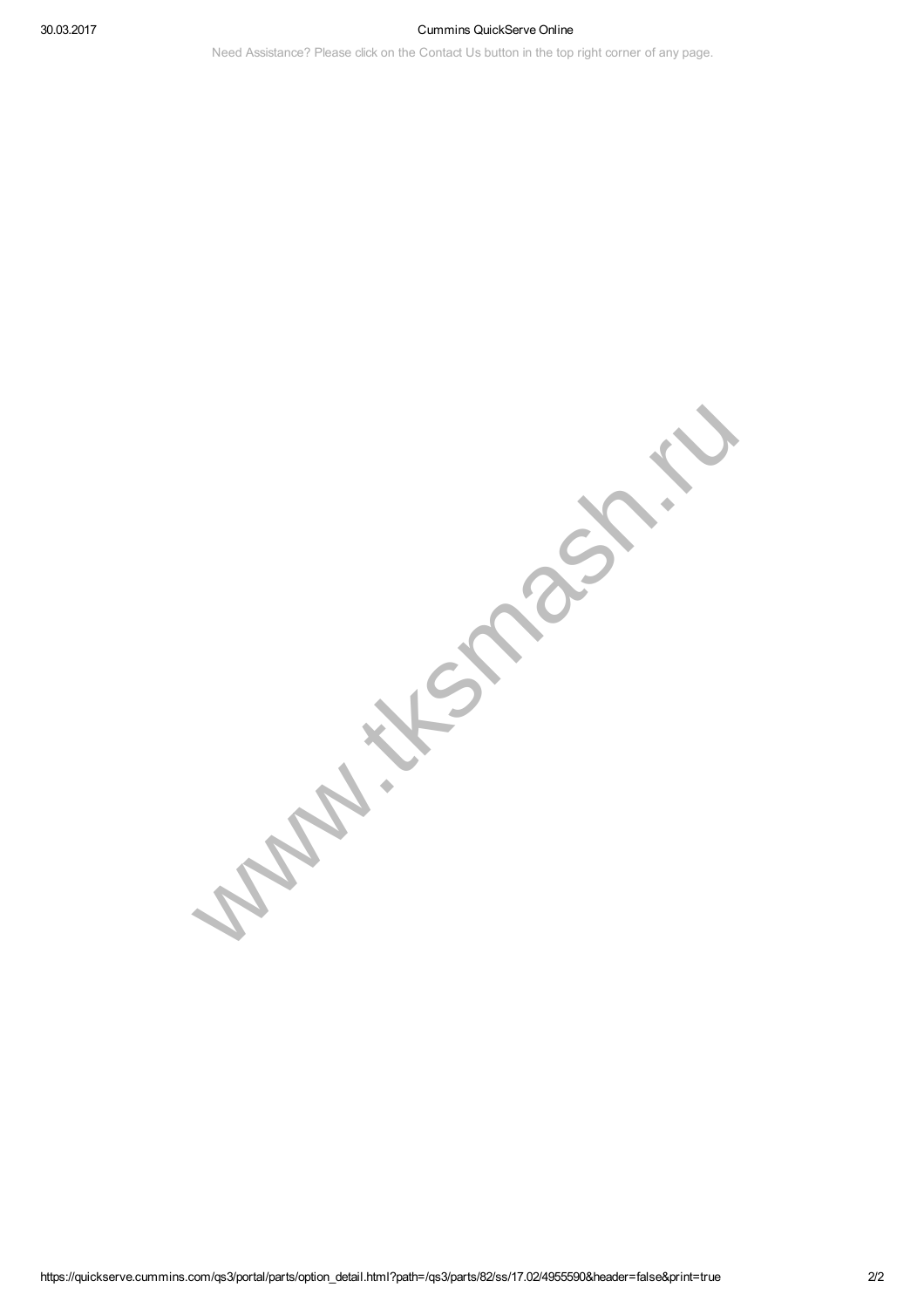Need Assistance? Please click on the Contact Us button in the top right corner of any page.